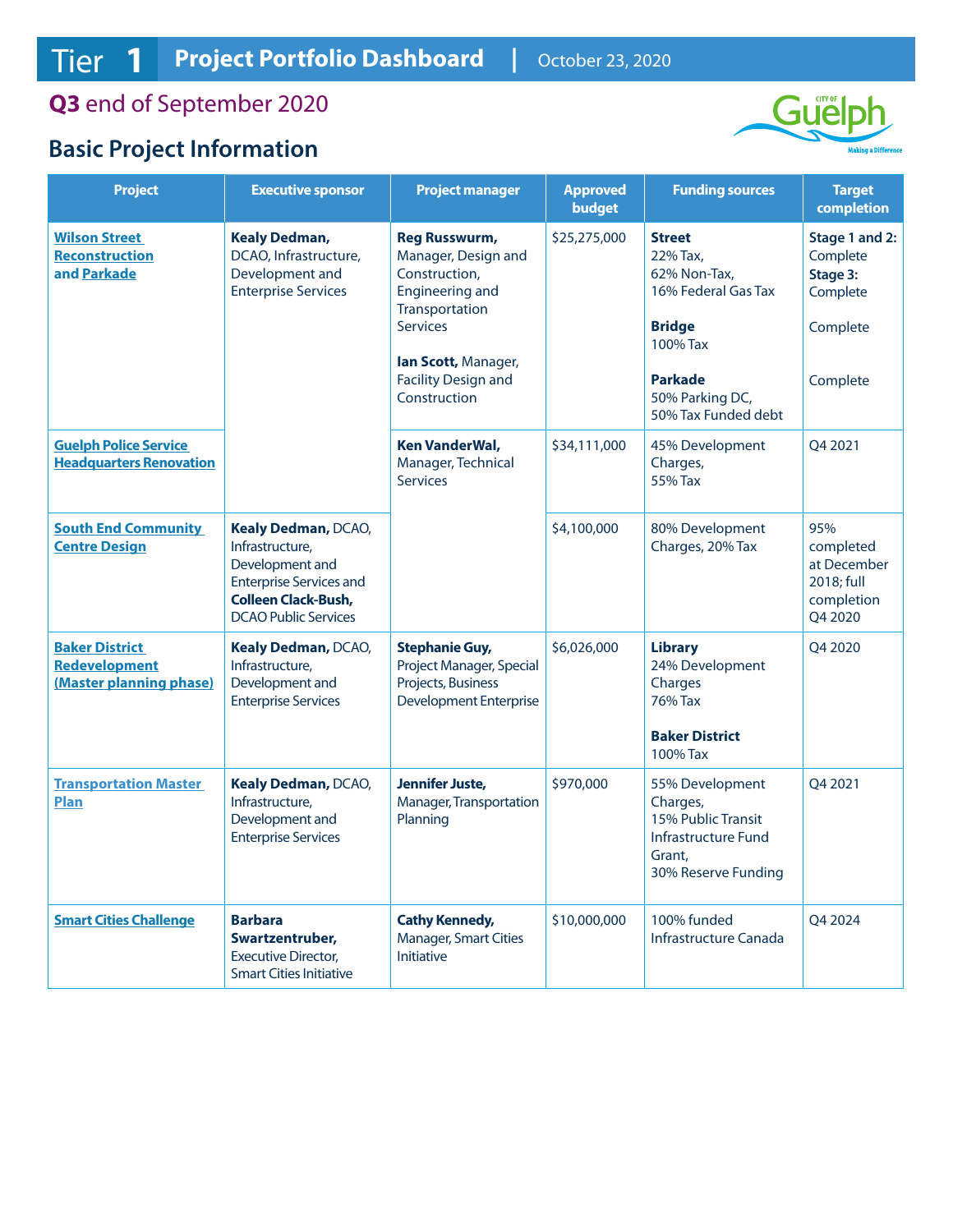# Tier 1 Project Portfolio Dashboard | October 23, 2020

## Q3 end of September 2020

## Basic Project Information

| Project | Executive sponsor | Project manager | Approved budget | Funding sources | Target completion |
|---|---|---|---|---|---|
| Wilson Street Reconstruction and Parkade | **Kealy Dedman,** DCAO, Infrastructure, Development and Enterprise Services | **Reg Russwurm,** Manager, Design and Construction, Engineering and Transportation Services<br><br>**Ian Scott,** Manager, Facility Design and Construction | $25,275,000 | **Street**<br>22% Tax,<br>62% Non-Tax,<br>16% Federal Gas Tax<br><br>**Bridge**<br>100% Tax<br><br>**Parkade**<br>50% Parking DC,<br>50% Tax Funded debt | **Stage 1 and 2:** Complete<br>**Stage 3:** Complete<br><br>Complete<br><br>Complete |
| Guelph Police Service Headquarters Renovation | | **Ken VanderWal,** Manager, Technical Services | $34,111,000 | 45% Development Charges,<br>55% Tax | Q4 2021 |
| South End Community Centre Design | **Kealy Dedman,** DCAO, Infrastructure, Development and Enterprise Services and **Colleen Clack-Bush,** DCAO Public Services | | $4,100,000 | 80% Development Charges, 20% Tax | 95% completed at December 2018; full completion Q4 2020 |
| Baker District Redevelopment (Master planning phase) | **Kealy Dedman,** DCAO, Infrastructure, Development and Enterprise Services | **Stephanie Guy,** Project Manager, Special Projects, Business Development Enterprise | $6,026,000 | **Library**<br>24% Development Charges<br>76% Tax<br><br>**Baker District**<br>100% Tax | Q4 2020 |
| Transportation Master Plan | **Kealy Dedman,** DCAO, Infrastructure, Development and Enterprise Services | **Jennifer Juste,** Manager, Transportation Planning | $970,000 | 55% Development Charges,<br>15% Public Transit Infrastructure Fund Grant,<br>30% Reserve Funding | Q4 2021 |
| Smart Cities Challenge | **Barbara Swartzentruber,** Executive Director, Smart Cities Initiative | **Cathy Kennedy,** Manager, Smart Cities Initiative | $10,000,000 | 100% funded Infrastructure Canada | Q4 2024 |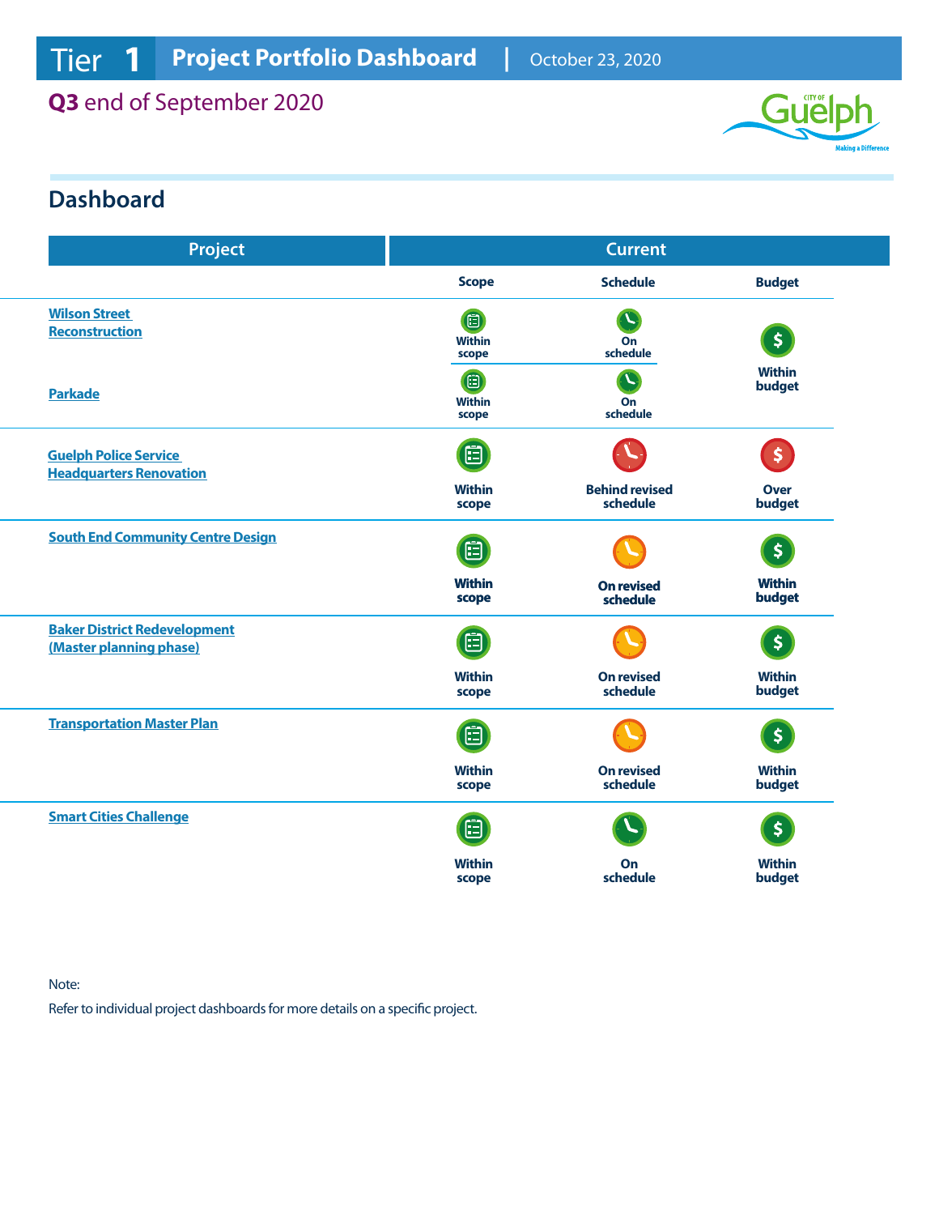# Tier 1 Project Portfolio Dashboard | October 23, 2020

**Q3** end of September 2020

## Dashboard

| Project | Current | | |
|---|---|---|---|
| | Scope | Schedule | Budget |
| Wilson Street Reconstruction | Within scope | On schedule | Within budget |
| Parkade | Within scope | On schedule | |
| Guelph Police Service Headquarters Renovation | Within scope | Behind revised schedule | Over budget |
| South End Community Centre Design | Within scope | On revised schedule | Within budget |
| Baker District Redevelopment (Master planning phase) | Within scope | On revised schedule | Within budget |
| Transportation Master Plan | Within scope | On revised schedule | Within budget |
| Smart Cities Challenge | Within scope | On schedule | Within budget |

Note:

Refer to individual project dashboards for more details on a specific project.